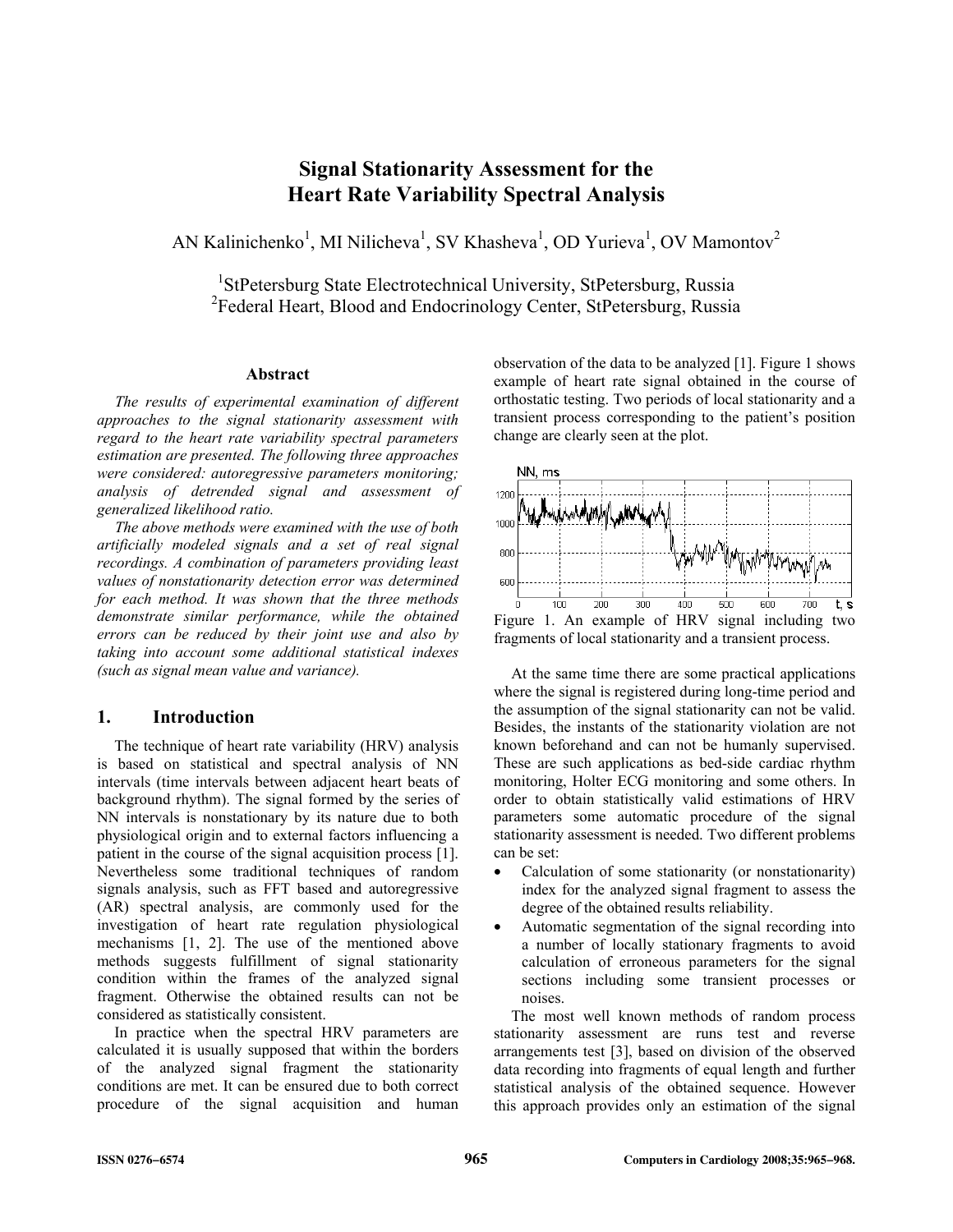# Signal Stationarity Assessment for the Heart Rate Variability Spectral Analysis

AN Kalinichenko[1], MI Nilicheva[1], SV Khasheva[1], OD Yurieva[1], OV Mamontov[2]

[1]StPetersburg State Electrotechnical University, StPetersburg, Russia
[2]Federal Heart, Blood and Endocrinology Center, StPetersburg, Russia

## Abstract

*The results of experimental examination of different approaches to the signal stationarity assessment with regard to the heart rate variability spectral parameters estimation are presented. The following three approaches were considered: autoregressive parameters monitoring; analysis of detrended signal and assessment of generalized likelihood ratio.*

*The above methods were examined with the use of both artificially modeled signals and a set of real signal recordings. A combination of parameters providing least values of nonstationarity detection error was determined for each method. It was shown that the three methods demonstrate similar performance, while the obtained errors can be reduced by their joint use and also by taking into account some additional statistical indexes (such as signal mean value and variance).*

## 1. Introduction

The technique of heart rate variability (HRV) analysis is based on statistical and spectral analysis of NN intervals (time intervals between adjacent heart beats of background rhythm). The signal formed by the series of NN intervals is nonstationary by its nature due to both physiological origin and to external factors influencing a patient in the course of the signal acquisition process [1]. Nevertheless some traditional techniques of random signals analysis, such as FFT based and autoregressive (AR) spectral analysis, are commonly used for the investigation of heart rate regulation physiological mechanisms [1, 2]. The use of the mentioned above methods suggests fulfillment of signal stationarity condition within the frames of the analyzed signal fragment. Otherwise the obtained results can not be considered as statistically consistent.

In practice when the spectral HRV parameters are calculated it is usually supposed that within the borders of the analyzed signal fragment the stationarity conditions are met. It can be ensured due to both correct procedure of the signal acquisition and human observation of the data to be analyzed [1]. Figure 1 shows example of heart rate signal obtained in the course of orthostatic testing. Two periods of local stationarity and a transient process corresponding to the patient's position change are clearly seen at the plot.

Figure 1. An example of HRV signal including two fragments of local stationarity and a transient process.

At the same time there are some practical applications where the signal is registered during long-time period and the assumption of the signal stationarity can not be valid. Besides, the instants of the stationarity violation are not known beforehand and can not be humanly supervised. These are such applications as bed-side cardiac rhythm monitoring, Holter ECG monitoring and some others. In order to obtain statistically valid estimations of HRV parameters some automatic procedure of the signal stationarity assessment is needed. Two different problems can be set:

- Calculation of some stationarity (or nonstationarity) index for the analyzed signal fragment to assess the degree of the obtained results reliability.
- Automatic segmentation of the signal recording into a number of locally stationary fragments to avoid calculation of erroneous parameters for the signal sections including some transient processes or noises.

The most well known methods of random process stationarity assessment are runs test and reverse arrangements test [3], based on division of the observed data recording into fragments of equal length and further statistical analysis of the obtained sequence. However this approach provides only an estimation of the signal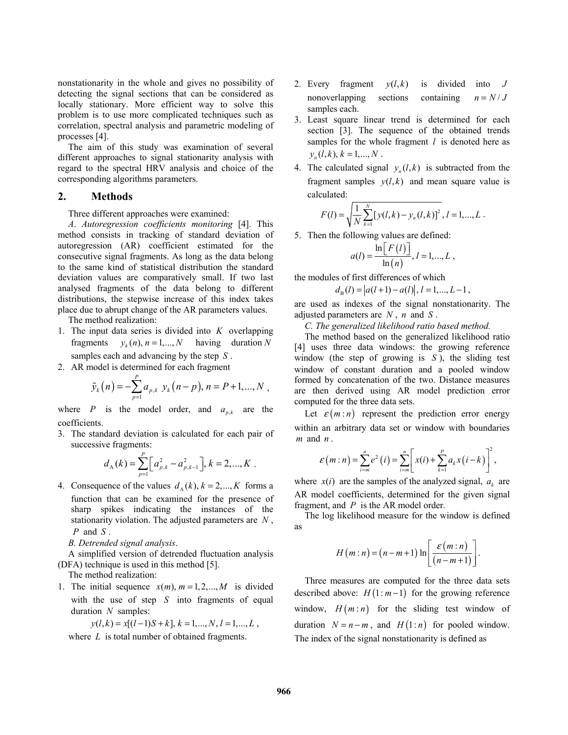nonstationarity in the whole and gives no possibility of detecting the signal sections that can be considered as locally stationary. More efficient way to solve this problem is to use more complicated techniques such as correlation, spectral analysis and parametric modeling of processes [4].

The aim of this study was examination of several different approaches to signal stationarity analysis with regard to the spectral HRV analysis and choice of the corresponding algorithms parameters.

## 2. Methods

Three different approaches were examined:

*A. Autoregression coefficients monitoring* [4]. This method consists in tracking of standard deviation of autoregression (AR) coefficient estimated for the consecutive signal fragments. As long as the data belong to the same kind of statistical distribution the standard deviation values are comparatively small. If two last analysed fragments of the data belong to different distributions, the stepwise increase of this index takes place due to abrupt change of the AR parameters values.

The method realization:

1. The input data series is divided into $K$ overlapping fragments $y_k(n), n = 1,...,N$ having duration $N$ samples each and advancing by the step $S$.
2. AR model is determined for each fragment
$$\tilde{y}_k(n) = -\sum_{p=1}^{P} a_{p,k}\, y_k(n-p), n = P+1,...,N\ ,$$
where $P$ is the model order, and $a_{p,k}$ are the coefficients.
3. The standard deviation is calculated for each pair of successive fragments:
$$d_{\mathrm{A}}(k) = \sum_{p=1}^{P}\left[a_{p,k}^2 - a_{p,k-1}^2\right], k = 2,...,K\ .$$
4. Consequence of the values $d_{\mathrm{A}}(k), k = 2,...,K$ forms a function that can be examined for the presence of sharp spikes indicating the instances of the stationarity violation. The adjusted parameters are $N$, $P$ and $S$.

*B. Detrended signal analysis*.

A simplified version of detrended fluctuation analysis (DFA) technique is used in this method [5].

The method realization:

1. The initial sequence $x(m), m = 1,2,...,M$ is divided with the use of step $S$ into fragments of equal duration $N$ samples:
$$y(l,k) = x[(l-1)S + k], k = 1,...,N, l = 1,...,L\ ,$$
where $L$ is total number of obtained fragments.
2. Every fragment $y(l,k)$ is divided into $J$ nonoverlapping sections containing $n = N/J$ samples each.
3. Least square linear trend is determined for each section [3]. The sequence of the obtained trends samples for the whole fragment $l$ is denoted here as $y_n(l,k), k = 1,...,N$.
4. The calculated signal $y_n(l,k)$ is subtracted from the fragment samples $y(l,k)$ and mean square value is calculated:
$$F(l) = \sqrt{\frac{1}{N}\sum_{k=1}^{N}[y(l,k) - y_n(l,k)]^2}\ , l = 1,...,L\ .$$
5. Then the following values are defined:
$$a(l) = \frac{\ln\left[F(l)\right]}{\ln(n)}, l = 1,...,L\ ,$$

the modules of first differences of which
$$d_{\mathrm{B}}(l) = \left|a(l+1) - a(l)\right|, l = 1,...,L-1\ ,$$
are used as indexes of the signal nonstationarity. The adjusted parameters are $N$, $n$ and $S$.

*C. The generalized likelihood ratio based method.*

The method based on the generalized likelihood ratio [4] uses three data windows: the growing reference window (the step of growing is $S$), the sliding test window of constant duration and a pooled window formed by concatenation of the two. Distance measures are then derived using AR model prediction error computed for the three data sets.

Let $\varepsilon(m:n)$ represent the prediction error energy within an arbitrary data set or window with boundaries $m$ and $n$.
$$\varepsilon(m:n) = \sum_{i=m}^{n} e^2(i) = \sum_{i=m}^{n}\left[x(i) + \sum_{k=1}^{P} a_k x(i-k)\right]^2,$$
where $x(i)$ are the samples of the analyzed signal, $a_k$ are AR model coefficients, determined for the given signal fragment, and $P$ is the AR model order.

The log likelihood measure for the window is defined as
$$H(m:n) = (n-m+1)\ln\left[\frac{\varepsilon(m:n)}{(n-m+1)}\right].$$

Three measures are computed for the three data sets described above: $H(1:m-1)$ for the growing reference window, $H(m:n)$ for the sliding test window of duration $N = n-m$, and $H(1:n)$ for pooled window. The index of the signal nonstationarity is defined as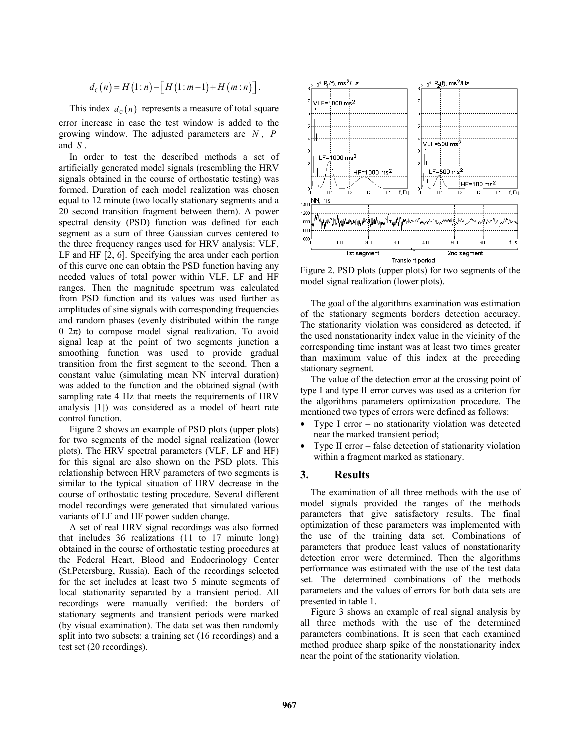$$d_C(n) = H(1:n) - \left[ H(1:m-1) + H(m:n) \right].$$

This index $d_C(n)$ represents a measure of total square error increase in case the test window is added to the growing window. The adjusted parameters are $N$, $P$ and $S$.

In order to test the described methods a set of artificially generated model signals (resembling the HRV signals obtained in the course of orthostatic testing) was formed. Duration of each model realization was chosen equal to 12 minute (two locally stationary segments and a 20 second transition fragment between them). A power spectral density (PSD) function was defined for each segment as a sum of three Gaussian curves centered to the three frequency ranges used for HRV analysis: VLF, LF and HF [2, 6]. Specifying the area under each portion of this curve one can obtain the PSD function having any needed values of total power within VLF, LF and HF ranges. Then the magnitude spectrum was calculated from PSD function and its values was used further as amplitudes of sine signals with corresponding frequencies and random phases (evenly distributed within the range 0–2π) to compose model signal realization. To avoid signal leap at the point of two segments junction a smoothing function was used to provide gradual transition from the first segment to the second. Then a constant value (simulating mean NN interval duration) was added to the function and the obtained signal (with sampling rate 4 Hz that meets the requirements of HRV analysis [1]) was considered as a model of heart rate control function.

Figure 2 shows an example of PSD plots (upper plots) for two segments of the model signal realization (lower plots). The HRV spectral parameters (VLF, LF and HF) for this signal are also shown on the PSD plots. This relationship between HRV parameters of two segments is similar to the typical situation of HRV decrease in the course of orthostatic testing procedure. Several different model recordings were generated that simulated various variants of LF and HF power sudden change.

A set of real HRV signal recordings was also formed that includes 36 realizations (11 to 17 minute long) obtained in the course of orthostatic testing procedures at the Federal Heart, Blood and Endocrinology Center (St.Petersburg, Russia). Each of the recordings selected for the set includes at least two 5 minute segments of local stationarity separated by a transient period. All recordings were manually verified: the borders of stationary segments and transient periods were marked (by visual examination). The data set was then randomly split into two subsets: a training set (16 recordings) and a test set (20 recordings).

Figure 2. PSD plots (upper plots) for two segments of the model signal realization (lower plots).

The goal of the algorithms examination was estimation of the stationary segments borders detection accuracy. The stationarity violation was considered as detected, if the used nonstationarity index value in the vicinity of the corresponding time instant was at least two times greater than maximum value of this index at the preceding stationary segment.

The value of the detection error at the crossing point of type I and type II error curves was used as a criterion for the algorithms parameters optimization procedure. The mentioned two types of errors were defined as follows:

- Type I error – no stationarity violation was detected near the marked transient period;
- Type II error – false detection of stationarity violation within a fragment marked as stationary.

## 3. Results

The examination of all three methods with the use of model signals provided the ranges of the methods parameters that give satisfactory results. The final optimization of these parameters was implemented with the use of the training data set. Combinations of parameters that produce least values of nonstationarity detection error were determined. Then the algorithms performance was estimated with the use of the test data set. The determined combinations of the methods parameters and the values of errors for both data sets are presented in table 1.

Figure 3 shows an example of real signal analysis by all three methods with the use of the determined parameters combinations. It is seen that each examined method produce sharp spike of the nonstationarity index near the point of the stationarity violation.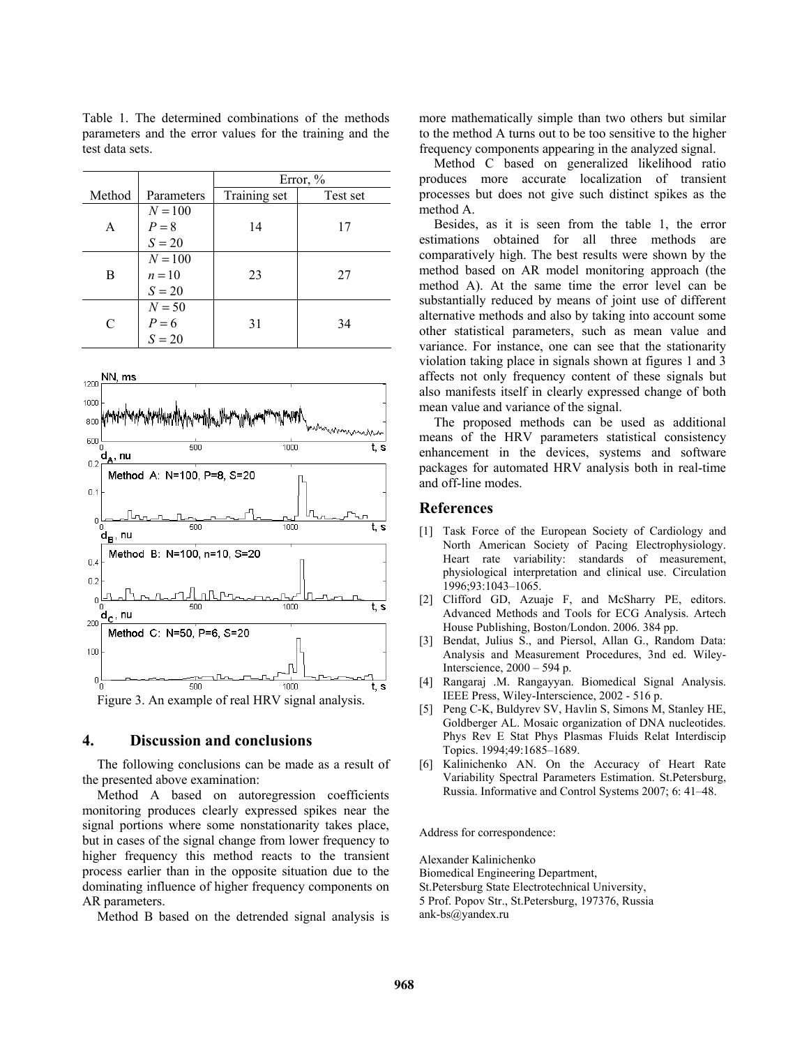Table 1. The determined combinations of the methods parameters and the error values for the training and the test data sets.

| Method | Parameters | Error, % | |
|---|---|---|---|
| | | Training set | Test set |
| A | $N = 100$ <br> $P = 8$ <br> $S = 20$ | 14 | 17 |
| B | $N = 100$ <br> $n = 10$ <br> $S = 20$ | 23 | 27 |
| C | $N = 50$ <br> $P = 6$ <br> $S = 20$ | 31 | 34 |

NN, ms

1200
1000
800
600

0 500 1000 t, s

$d_A$, nu

0.2
0.1
0

Method A: N=100, P=8, S=20

0 500 1000 t, s

$d_B$, nu

0.4
0.2
0

Method B: N=100, n=10, S=20

0 500 1000 t, s

$d_C$, nu

200
100
0

Method C: N=50, P=6, S=20

0 500 1000 t, s

Figure 3. An example of real HRV signal analysis.

## 4. Discussion and conclusions

The following conclusions can be made as a result of the presented above examination:

Method A based on autoregression coefficients monitoring produces clearly expressed spikes near the signal portions where some nonstationarity takes place, but in cases of the signal change from lower frequency to higher frequency this method reacts to the transient process earlier than in the opposite situation due to the dominating influence of higher frequency components on AR parameters.

Method B based on the detrended signal analysis is more mathematically simple than two others but similar to the method A turns out to be too sensitive to the higher frequency components appearing in the analyzed signal.

Method C based on generalized likelihood ratio produces more accurate localization of transient processes but does not give such distinct spikes as the method A.

Besides, as it is seen from the table 1, the error estimations obtained for all three methods are comparatively high. The best results were shown by the method based on AR model monitoring approach (the method A). At the same time the error level can be substantially reduced by means of joint use of different alternative methods and also by taking into account some other statistical parameters, such as mean value and variance. For instance, one can see that the stationarity violation taking place in signals shown at figures 1 and 3 affects not only frequency content of these signals but also manifests itself in clearly expressed change of both mean value and variance of the signal.

The proposed methods can be used as additional means of the HRV parameters statistical consistency enhancement in the devices, systems and software packages for automated HRV analysis both in real-time and off-line modes.

## References

[1] Task Force of the European Society of Cardiology and North American Society of Pacing Electrophysiology. Heart rate variability: standards of measurement, physiological interpretation and clinical use. Circulation 1996;93:1043–1065.

[2] Clifford GD, Azuaje F, and McSharry PE, editors. Advanced Methods and Tools for ECG Analysis. Artech House Publishing, Boston/London. 2006. 384 pp.

[3] Bendat, Julius S., and Piersol, Allan G., Random Data: Analysis and Measurement Procedures, 3nd ed. Wiley-Interscience, 2000 – 594 p.

[4] Rangaraj .M. Rangayyan. Biomedical Signal Analysis. IEEE Press, Wiley-Interscience, 2002 - 516 p.

[5] Peng C-K, Buldyrev SV, Havlin S, Simons M, Stanley HE, Goldberger AL. Mosaic organization of DNA nucleotides. Phys Rev E Stat Phys Plasmas Fluids Relat Interdiscip Topics. 1994;49:1685–1689.

[6] Kalinichenko AN. On the Accuracy of Heart Rate Variability Spectral Parameters Estimation. St.Petersburg, Russia. Informative and Control Systems 2007; 6: 41–48.

Address for correspondence:

Alexander Kalinichenko
Biomedical Engineering Department,
St.Petersburg State Electrotechnical University,
5 Prof. Popov Str., St.Petersburg, 197376, Russia
ank-bs@yandex.ru